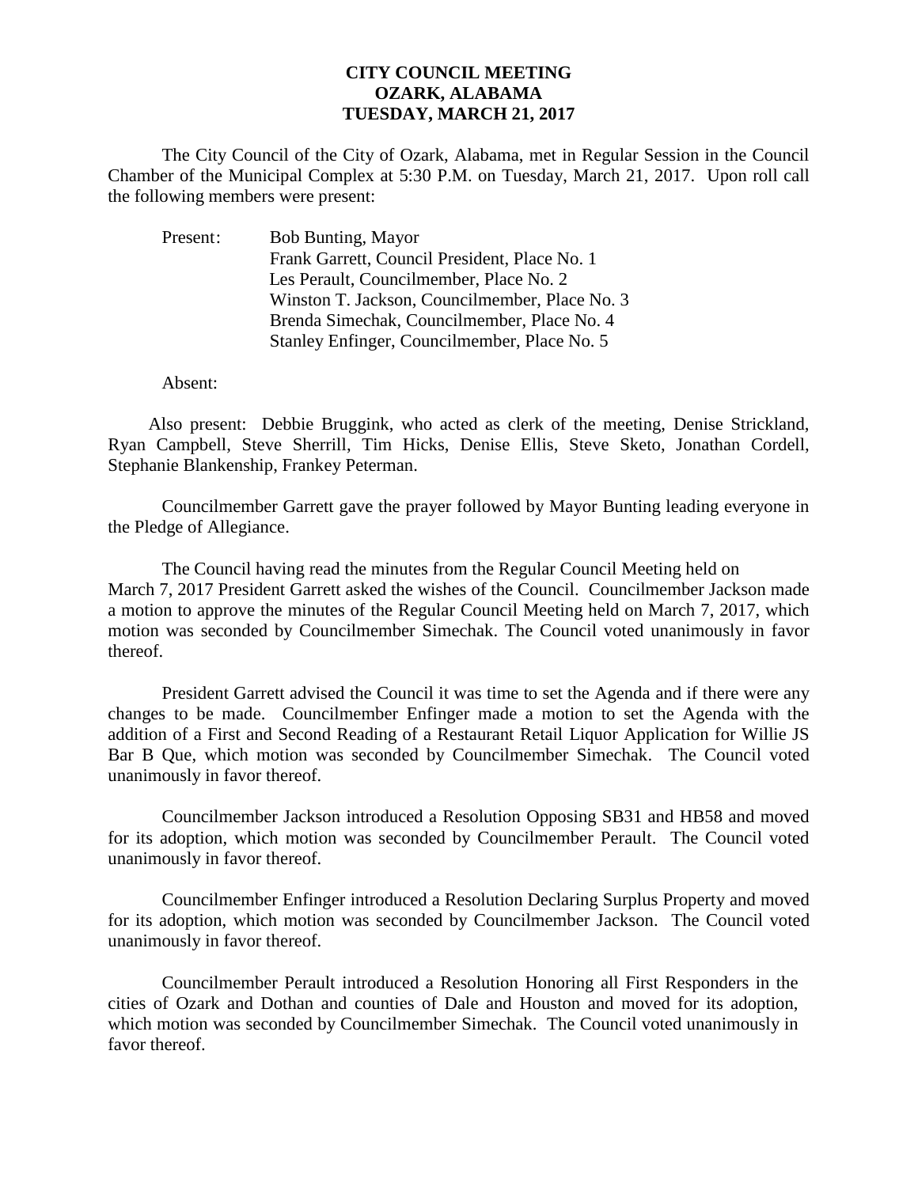**CITY COUNCIL MEETING**
**OZARK, ALABAMA**
**TUESDAY, MARCH 21, 2017**

The City Council of the City of Ozark, Alabama, met in Regular Session in the Council Chamber of the Municipal Complex at 5:30 P.M. on Tuesday, March 21, 2017. Upon roll call the following members were present:

Present: Bob Bunting, Mayor
Frank Garrett, Council President, Place No. 1
Les Perault, Councilmember, Place No. 2
Winston T. Jackson, Councilmember, Place No. 3
Brenda Simechak, Councilmember, Place No. 4
Stanley Enfinger, Councilmember, Place No. 5

Absent:

Also present: Debbie Bruggink, who acted as clerk of the meeting, Denise Strickland, Ryan Campbell, Steve Sherrill, Tim Hicks, Denise Ellis, Steve Sketo, Jonathan Cordell, Stephanie Blankenship, Frankey Peterman.

Councilmember Garrett gave the prayer followed by Mayor Bunting leading everyone in the Pledge of Allegiance.

The Council having read the minutes from the Regular Council Meeting held on March 7, 2017 President Garrett asked the wishes of the Council. Councilmember Jackson made a motion to approve the minutes of the Regular Council Meeting held on March 7, 2017, which motion was seconded by Councilmember Simechak. The Council voted unanimously in favor thereof.

President Garrett advised the Council it was time to set the Agenda and if there were any changes to be made. Councilmember Enfinger made a motion to set the Agenda with the addition of a First and Second Reading of a Restaurant Retail Liquor Application for Willie JS Bar B Que, which motion was seconded by Councilmember Simechak. The Council voted unanimously in favor thereof.

Councilmember Jackson introduced a Resolution Opposing SB31 and HB58 and moved for its adoption, which motion was seconded by Councilmember Perault. The Council voted unanimously in favor thereof.

Councilmember Enfinger introduced a Resolution Declaring Surplus Property and moved for its adoption, which motion was seconded by Councilmember Jackson. The Council voted unanimously in favor thereof.

Councilmember Perault introduced a Resolution Honoring all First Responders in the cities of Ozark and Dothan and counties of Dale and Houston and moved for its adoption, which motion was seconded by Councilmember Simechak. The Council voted unanimously in favor thereof.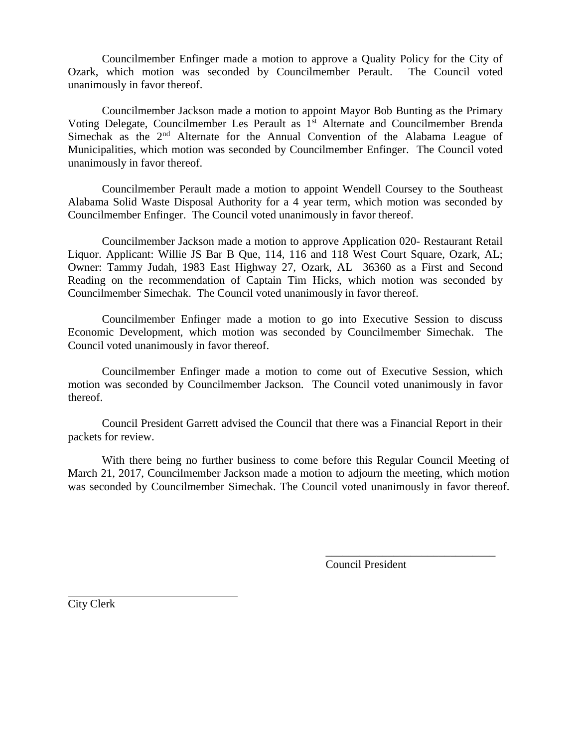Councilmember Enfinger made a motion to approve a Quality Policy for the City of Ozark, which motion was seconded by Councilmember Perault. The Council voted unanimously in favor thereof.

Councilmember Jackson made a motion to appoint Mayor Bob Bunting as the Primary Voting Delegate, Councilmember Les Perault as 1st Alternate and Councilmember Brenda Simechak as the 2nd Alternate for the Annual Convention of the Alabama League of Municipalities, which motion was seconded by Councilmember Enfinger. The Council voted unanimously in favor thereof.

Councilmember Perault made a motion to appoint Wendell Coursey to the Southeast Alabama Solid Waste Disposal Authority for a 4 year term, which motion was seconded by Councilmember Enfinger. The Council voted unanimously in favor thereof.

Councilmember Jackson made a motion to approve Application 020- Restaurant Retail Liquor. Applicant: Willie JS Bar B Que, 114, 116 and 118 West Court Square, Ozark, AL; Owner: Tammy Judah, 1983 East Highway 27, Ozark, AL 36360 as a First and Second Reading on the recommendation of Captain Tim Hicks, which motion was seconded by Councilmember Simechak. The Council voted unanimously in favor thereof.

Councilmember Enfinger made a motion to go into Executive Session to discuss Economic Development, which motion was seconded by Councilmember Simechak. The Council voted unanimously in favor thereof.

Councilmember Enfinger made a motion to come out of Executive Session, which motion was seconded by Councilmember Jackson. The Council voted unanimously in favor thereof.

Council President Garrett advised the Council that there was a Financial Report in their packets for review.

With there being no further business to come before this Regular Council Meeting of March 21, 2017, Councilmember Jackson made a motion to adjourn the meeting, which motion was seconded by Councilmember Simechak. The Council voted unanimously in favor thereof.

\_\_\_\_\_\_\_\_\_\_\_\_\_\_\_\_\_\_\_\_\_\_\_\_\_\_\_\_\_\_
Council President

\_\_\_\_\_\_\_\_\_\_\_\_\_\_\_\_\_\_\_\_\_\_\_\_\_\_\_\_\_\_
City Clerk